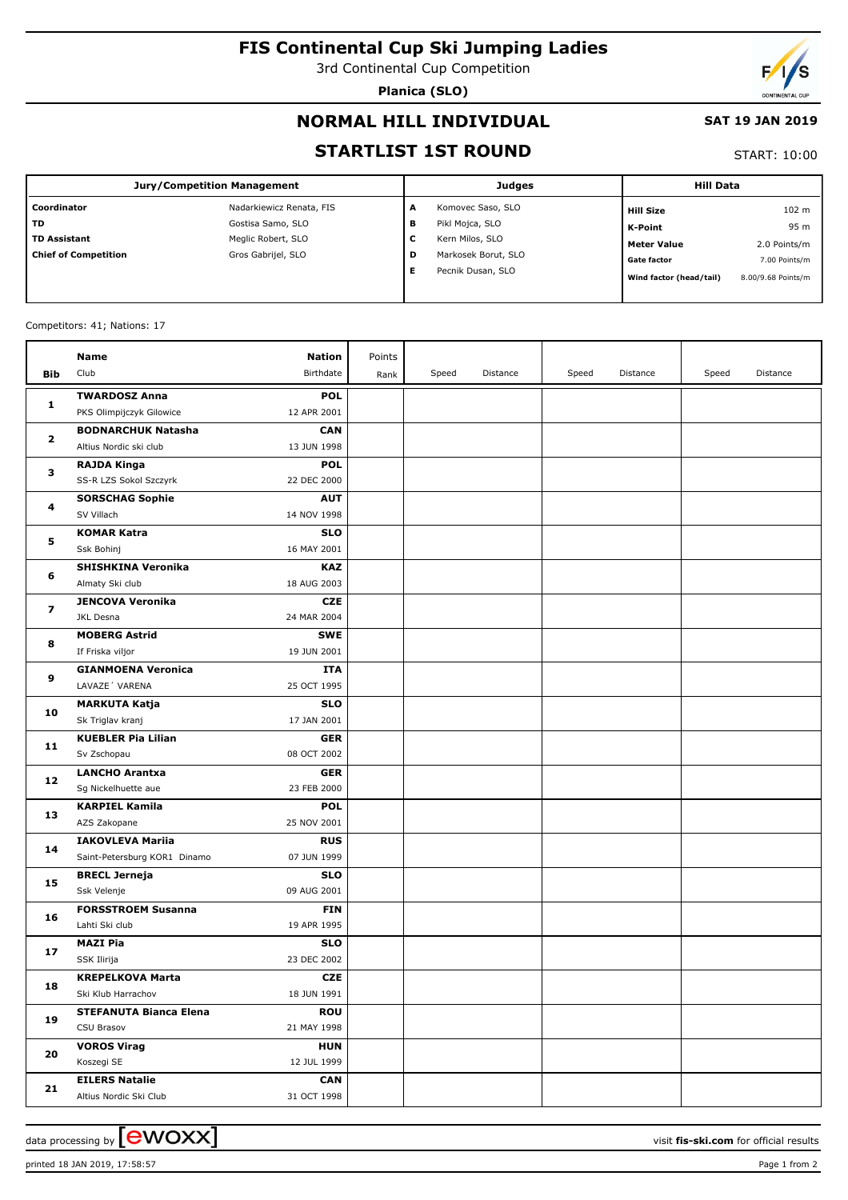# FIS Continental Cup Ski Jumping Ladies

3rd Continental Cup Competition

**Planica (SLO)**

## NORMAL HILL INDIVIDUAL

**SAT 19 JAN 2019**

## STARTLIST 1ST ROUND

START: 10:00

| Jury/Competition Management | | Judges | | Hill Data | |
|---|---|---|---|---|---|
| **Coordinator** | Nadarkiewicz Renata, FIS | **A** | Komovec Saso, SLO | **Hill Size** | 102 m |
| **TD** | Gostisa Samo, SLO | **B** | Pikl Mojca, SLO | **K-Point** | 95 m |
| **TD Assistant** | Meglic Robert, SLO | **C** | Kern Milos, SLO | **Meter Value** | 2.0 Points/m |
| **Chief of Competition** | Gros Gabrijel, SLO | **D** | Markosek Borut, SLO | **Gate factor** | 7.00 Points/m |
| | | **E** | Pecnik Dusan, SLO | **Wind factor (head/tail)** | 8.00/9.68 Points/m |

Competitors: 41; Nations: 17

| Bib | Name / Club | Nation / Birthdate | Points / Rank | Speed | Distance | Speed | Distance | Speed | Distance |
|---|---|---|---|---|---|---|---|---|---|
| 1 | **TWARDOSZ Anna**<br>PKS Olimpijczyk Gilowice | **POL**<br>12 APR 2001 | | | | | | | |
| 2 | **BODNARCHUK Natasha**<br>Altius Nordic ski club | **CAN**<br>13 JUN 1998 | | | | | | | |
| 3 | **RAJDA Kinga**<br>SS-R LZS Sokol Szczyrk | **POL**<br>22 DEC 2000 | | | | | | | |
| 4 | **SORSCHAG Sophie**<br>SV Villach | **AUT**<br>14 NOV 1998 | | | | | | | |
| 5 | **KOMAR Katra**<br>Ssk Bohinj | **SLO**<br>16 MAY 2001 | | | | | | | |
| 6 | **SHISHKINA Veronika**<br>Almaty Ski club | **KAZ**<br>18 AUG 2003 | | | | | | | |
| 7 | **JENCOVA Veronika**<br>JKL Desna | **CZE**<br>24 MAR 2004 | | | | | | | |
| 8 | **MOBERG Astrid**<br>If Friska viljor | **SWE**<br>19 JUN 2001 | | | | | | | |
| 9 | **GIANMOENA Veronica**<br>LAVAZE´ VARENA | **ITA**<br>25 OCT 1995 | | | | | | | |
| 10 | **MARKUTA Katja**<br>Sk Triglav kranj | **SLO**<br>17 JAN 2001 | | | | | | | |
| 11 | **KUEBLER Pia Lilian**<br>Sv Zschopau | **GER**<br>08 OCT 2002 | | | | | | | |
| 12 | **LANCHO Arantxa**<br>Sg Nickelhuette aue | **GER**<br>23 FEB 2000 | | | | | | | |
| 13 | **KARPIEL Kamila**<br>AZS Zakopane | **POL**<br>25 NOV 2001 | | | | | | | |
| 14 | **IAKOVLEVA Mariia**<br>Saint-Petersburg KOR1 Dinamo | **RUS**<br>07 JUN 1999 | | | | | | | |
| 15 | **BRECL Jerneja**<br>Ssk Velenje | **SLO**<br>09 AUG 2001 | | | | | | | |
| 16 | **FORSSTROEM Susanna**<br>Lahti Ski club | **FIN**<br>19 APR 1995 | | | | | | | |
| 17 | **MAZI Pia**<br>SSK Ilirija | **SLO**<br>23 DEC 2002 | | | | | | | |
| 18 | **KREPELKOVA Marta**<br>Ski Klub Harrachov | **CZE**<br>18 JUN 1991 | | | | | | | |
| 19 | **STEFANUTA Bianca Elena**<br>CSU Brasov | **ROU**<br>21 MAY 1998 | | | | | | | |
| 20 | **VOROS Virag**<br>Koszegi SE | **HUN**<br>12 JUL 1999 | | | | | | | |
| 21 | **EILERS Natalie**<br>Altius Nordic Ski Club | **CAN**<br>31 OCT 1998 | | | | | | | |

data processing by ewoxx — visit **fis-ski.com** for official results

printed 18 JAN 2019, 17:58:57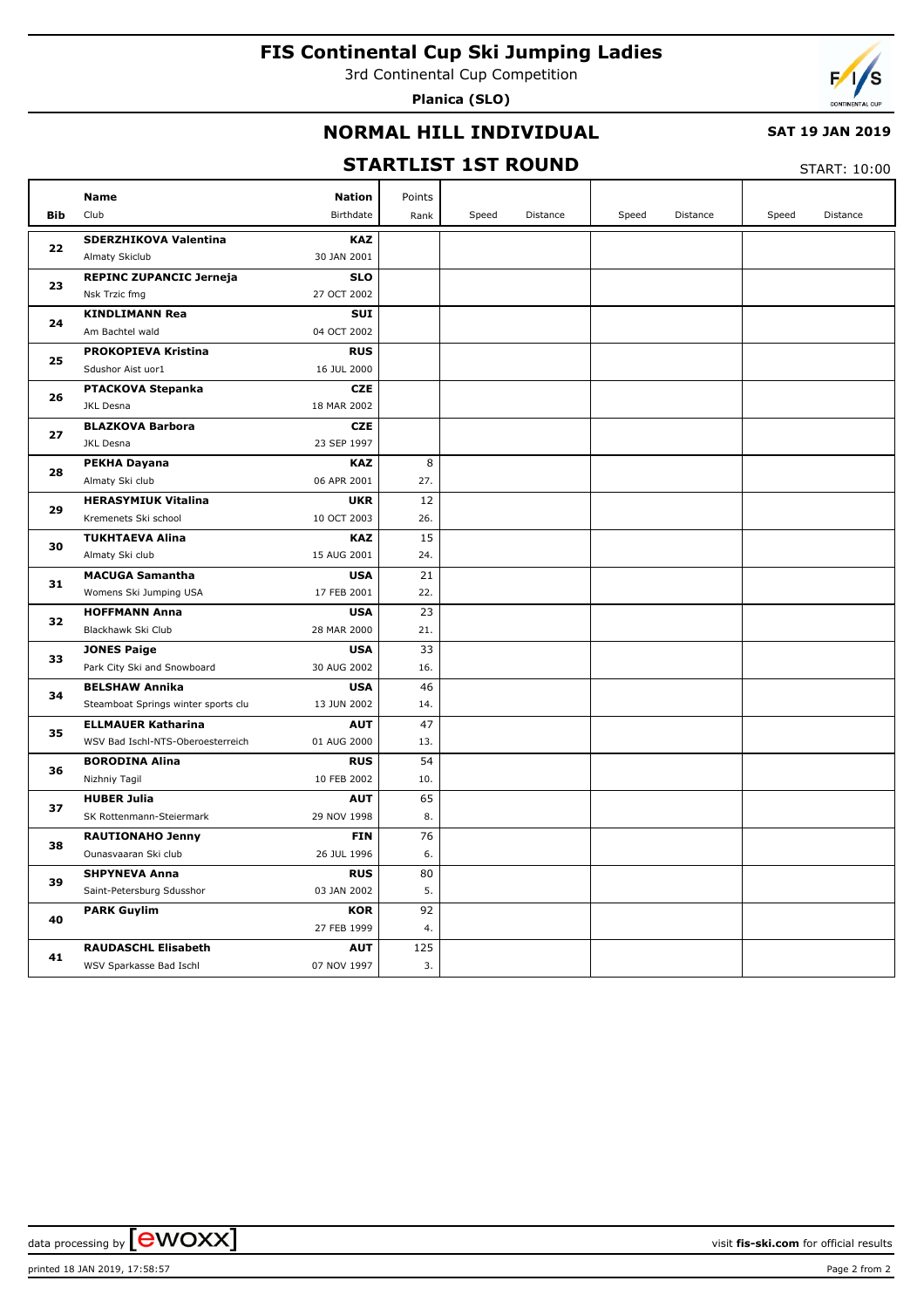# FIS Continental Cup Ski Jumping Ladies

3rd Continental Cup Competition

**Planica (SLO)**

## NORMAL HILL INDIVIDUAL

**SAT 19 JAN 2019**

## STARTLIST 1ST ROUND

START: 10:00

| Bib | Name / Club | Nation / Birthdate | Points / Rank | Speed | Distance | Speed | Distance | Speed | Distance |
|---|---|---|---|---|---|---|---|---|---|
| 22 | **SDERZHIKOVA Valentina**<br>Almaty Skiclub | **KAZ**<br>30 JAN 2001 | | | | | | | |
| 23 | **REPINC ZUPANCIC Jerneja**<br>Nsk Trzic fmg | **SLO**<br>27 OCT 2002 | | | | | | | |
| 24 | **KINDLIMANN Rea**<br>Am Bachtel wald | **SUI**<br>04 OCT 2002 | | | | | | | |
| 25 | **PROKOPIEVA Kristina**<br>Sdushor Aist uor1 | **RUS**<br>16 JUL 2000 | | | | | | | |
| 26 | **PTACKOVA Stepanka**<br>JKL Desna | **CZE**<br>18 MAR 2002 | | | | | | | |
| 27 | **BLAZKOVA Barbora**<br>JKL Desna | **CZE**<br>23 SEP 1997 | | | | | | | |
| 28 | **PEKHA Dayana**<br>Almaty Ski club | **KAZ**<br>06 APR 2001 | 8<br>27. | | | | | | |
| 29 | **HERASYMIUK Vitalina**<br>Kremenets Ski school | **UKR**<br>10 OCT 2003 | 12<br>26. | | | | | | |
| 30 | **TUKHTAEVA Alina**<br>Almaty Ski club | **KAZ**<br>15 AUG 2001 | 15<br>24. | | | | | | |
| 31 | **MACUGA Samantha**<br>Womens Ski Jumping USA | **USA**<br>17 FEB 2001 | 21<br>22. | | | | | | |
| 32 | **HOFFMANN Anna**<br>Blackhawk Ski Club | **USA**<br>28 MAR 2000 | 23<br>21. | | | | | | |
| 33 | **JONES Paige**<br>Park City Ski and Snowboard | **USA**<br>30 AUG 2002 | 33<br>16. | | | | | | |
| 34 | **BELSHAW Annika**<br>Steamboat Springs winter sports clu | **USA**<br>13 JUN 2002 | 46<br>14. | | | | | | |
| 35 | **ELLMAUER Katharina**<br>WSV Bad Ischl-NTS-Oberoesterreich | **AUT**<br>01 AUG 2000 | 47<br>13. | | | | | | |
| 36 | **BORODINA Alina**<br>Nizhniy Tagil | **RUS**<br>10 FEB 2002 | 54<br>10. | | | | | | |
| 37 | **HUBER Julia**<br>SK Rottenmann-Steiermark | **AUT**<br>29 NOV 1998 | 65<br>8. | | | | | | |
| 38 | **RAUTIONAHO Jenny**<br>Ounasvaaran Ski club | **FIN**<br>26 JUL 1996 | 76<br>6. | | | | | | |
| 39 | **SHPYNEVA Anna**<br>Saint-Petersburg Sdusshor | **RUS**<br>03 JAN 2002 | 80<br>5. | | | | | | |
| 40 | **PARK Guylim** | **KOR**<br>27 FEB 1999 | 92<br>4. | | | | | | |
| 41 | **RAUDASCHL Elisabeth**<br>WSV Sparkasse Bad Ischl | **AUT**<br>07 NOV 1997 | 125<br>3. | | | | | | |

data processing by ewoxx

visit **fis-ski.com** for official results

printed 18 JAN 2019, 17:58:57